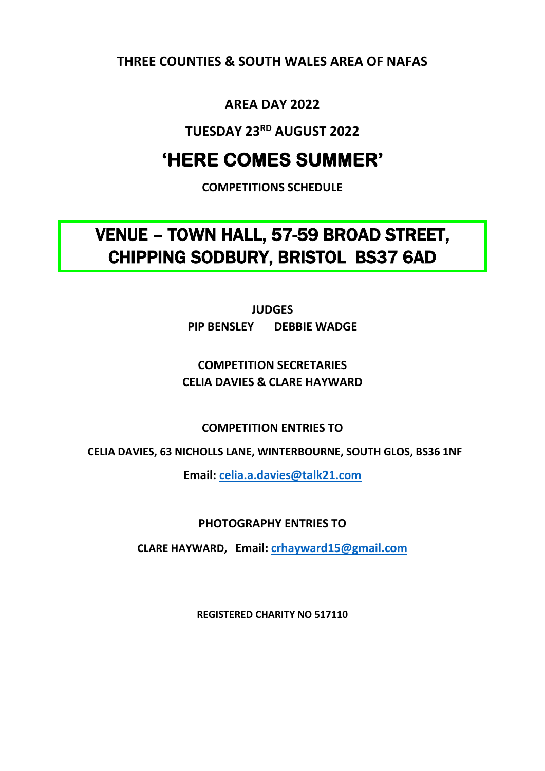**THREE COUNTIES & SOUTH WALES AREA OF NAFAS**

**AREA DAY 2022**

**TUESDAY 23RD AUGUST 2022**

# 'HERE COMES SUMMER'

**COMPETITIONS SCHEDULE**

## VENUE – TOWN HALL, 57-59 BROAD STREET, CHIPPING SODBURY, BRISTOL BS37 6AD

**JUDGES**
**PIP BENSLEY DEBBIE WADGE**

**COMPETITION SECRETARIES**
**CELIA DAVIES & CLARE HAYWARD**

**COMPETITION ENTRIES TO**

**CELIA DAVIES, 63 NICHOLLS LANE, WINTERBOURNE, SOUTH GLOS, BS36 1NF**

**Email: celia.a.davies@talk21.com**

**PHOTOGRAPHY ENTRIES TO**

**CLARE HAYWARD, Email: crhayward15@gmail.com**

**REGISTERED CHARITY NO 517110**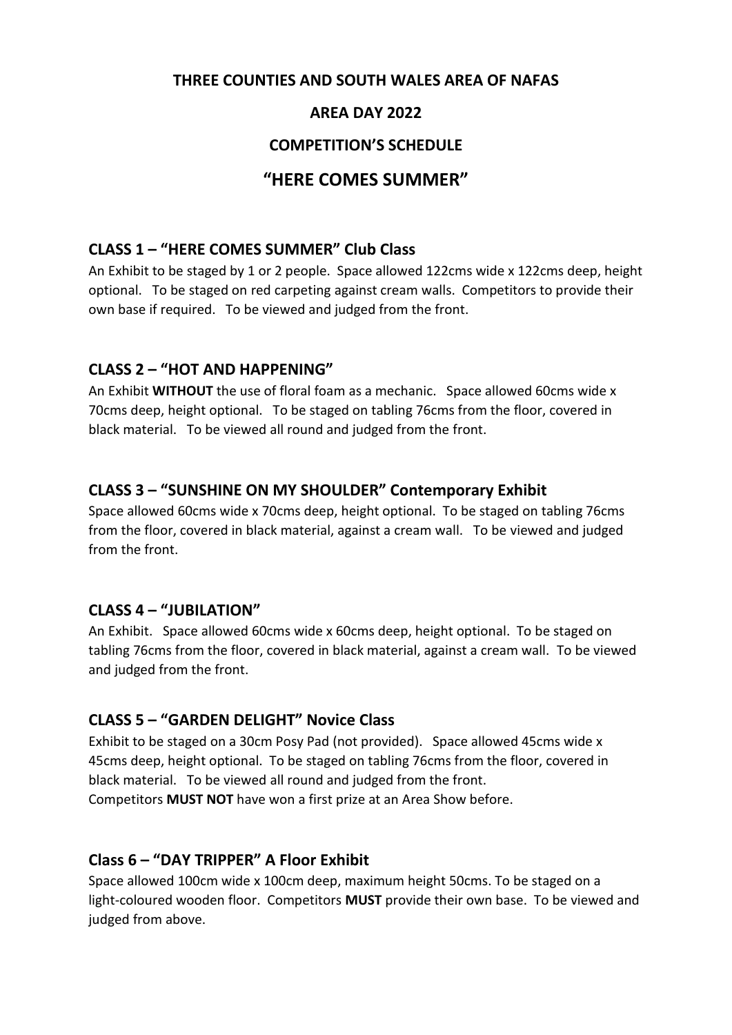# THREE COUNTIES AND SOUTH WALES AREA OF NAFAS

# AREA DAY 2022

# COMPETITION'S SCHEDULE

# "HERE COMES SUMMER"

## CLASS 1 – "HERE COMES SUMMER" Club Class

An Exhibit to be staged by 1 or 2 people. Space allowed 122cms wide x 122cms deep, height optional. To be staged on red carpeting against cream walls. Competitors to provide their own base if required. To be viewed and judged from the front.

## CLASS 2 – "HOT AND HAPPENING"

An Exhibit **WITHOUT** the use of floral foam as a mechanic. Space allowed 60cms wide x 70cms deep, height optional. To be staged on tabling 76cms from the floor, covered in black material. To be viewed all round and judged from the front.

## CLASS 3 – "SUNSHINE ON MY SHOULDER" Contemporary Exhibit

Space allowed 60cms wide x 70cms deep, height optional. To be staged on tabling 76cms from the floor, covered in black material, against a cream wall. To be viewed and judged from the front.

## CLASS 4 – "JUBILATION"

An Exhibit. Space allowed 60cms wide x 60cms deep, height optional. To be staged on tabling 76cms from the floor, covered in black material, against a cream wall. To be viewed and judged from the front.

## CLASS 5 – "GARDEN DELIGHT" Novice Class

Exhibit to be staged on a 30cm Posy Pad (not provided). Space allowed 45cms wide x 45cms deep, height optional. To be staged on tabling 76cms from the floor, covered in black material. To be viewed all round and judged from the front.
Competitors **MUST NOT** have won a first prize at an Area Show before.

## Class 6 – "DAY TRIPPER" A Floor Exhibit

Space allowed 100cm wide x 100cm deep, maximum height 50cms. To be staged on a light-coloured wooden floor. Competitors **MUST** provide their own base. To be viewed and judged from above.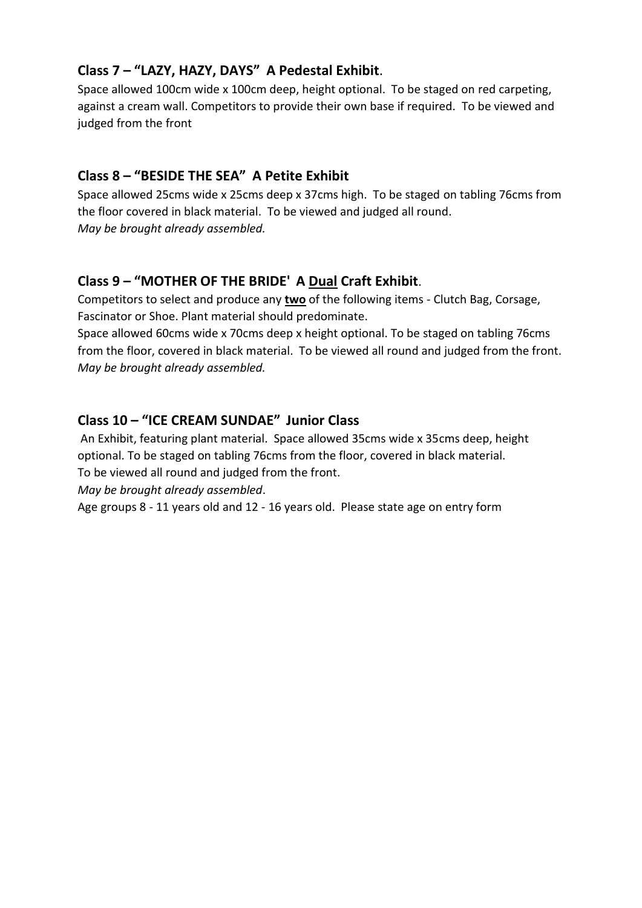### Class 7 – "LAZY, HAZY, DAYS" A Pedestal Exhibit.

Space allowed 100cm wide x 100cm deep, height optional. To be staged on red carpeting, against a cream wall. Competitors to provide their own base if required. To be viewed and judged from the front

### Class 8 – "BESIDE THE SEA" A Petite Exhibit

Space allowed 25cms wide x 25cms deep x 37cms high. To be staged on tabling 76cms from the floor covered in black material. To be viewed and judged all round.
*May be brought already assembled.*

### Class 9 – "MOTHER OF THE BRIDE' A <u>Dual</u> Craft Exhibit.

Competitors to select and produce any <u>**two**</u> of the following items - Clutch Bag, Corsage, Fascinator or Shoe. Plant material should predominate.
Space allowed 60cms wide x 70cms deep x height optional. To be staged on tabling 76cms from the floor, covered in black material. To be viewed all round and judged from the front.
*May be brought already assembled.*

### Class 10 – "ICE CREAM SUNDAE" Junior Class

An Exhibit, featuring plant material. Space allowed 35cms wide x 35cms deep, height optional. To be staged on tabling 76cms from the floor, covered in black material.
To be viewed all round and judged from the front.
*May be brought already assembled*.
Age groups 8 - 11 years old and 12 - 16 years old. Please state age on entry form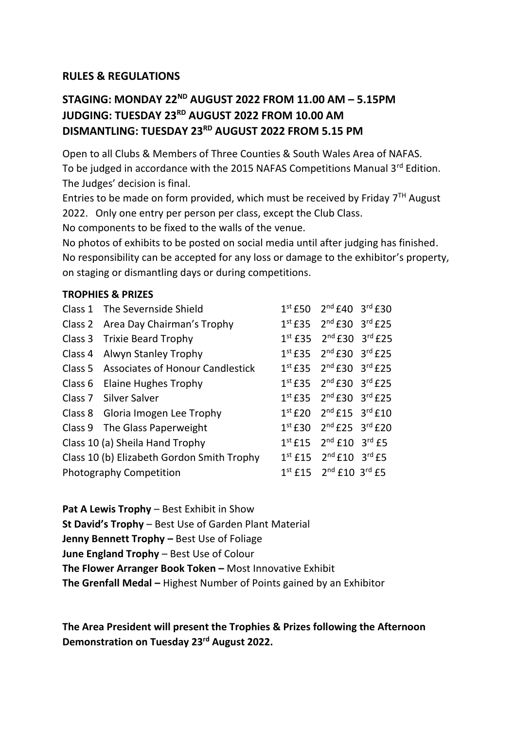## RULES & REGULATIONS

## STAGING: MONDAY 22ND AUGUST 2022 FROM 11.00 AM – 5.15PM
## JUDGING: TUESDAY 23RD AUGUST 2022 FROM 10.00 AM
## DISMANTLING: TUESDAY 23RD AUGUST 2022 FROM 5.15 PM

Open to all Clubs & Members of Three Counties & South Wales Area of NAFAS.
To be judged in accordance with the 2015 NAFAS Competitions Manual 3rd Edition.
The Judges' decision is final.
Entries to be made on form provided, which must be received by Friday 7TH August 2022. Only one entry per person per class, except the Club Class.
No components to be fixed to the walls of the venue.
No photos of exhibits to be posted on social media until after judging has finished.
No responsibility can be accepted for any loss or damage to the exhibitor's property, on staging or dismantling days or during competitions.

**TROPHIES & PRIZES**

| | | | | |
|---|---|---|---|---|
| Class 1 | The Severnside Shield | 1st £50 | 2nd £40 | 3rd £30 |
| Class 2 | Area Day Chairman's Trophy | 1st £35 | 2nd £30 | 3rd £25 |
| Class 3 | Trixie Beard Trophy | 1st £35 | 2nd £30 | 3rd £25 |
| Class 4 | Alwyn Stanley Trophy | 1st £35 | 2nd £30 | 3rd £25 |
| Class 5 | Associates of Honour Candlestick | 1st £35 | 2nd £30 | 3rd £25 |
| Class 6 | Elaine Hughes Trophy | 1st £35 | 2nd £30 | 3rd £25 |
| Class 7 | Silver Salver | 1st £35 | 2nd £30 | 3rd £25 |
| Class 8 | Gloria Imogen Lee Trophy | 1st £20 | 2nd £15 | 3rd £10 |
| Class 9 | The Glass Paperweight | 1st £30 | 2nd £25 | 3rd £20 |
| Class 10 (a) | Sheila Hand Trophy | 1st £15 | 2nd £10 | 3rd £5 |
| Class 10 (b) | Elizabeth Gordon Smith Trophy | 1st £15 | 2nd £10 | 3rd £5 |
| Photography Competition | | 1st £15 | 2nd £10 | 3rd £5 |

**Pat A Lewis Trophy** – Best Exhibit in Show
**St David's Trophy** – Best Use of Garden Plant Material
**Jenny Bennett Trophy –** Best Use of Foliage
**June England Trophy** – Best Use of Colour
**The Flower Arranger Book Token –** Most Innovative Exhibit
**The Grenfall Medal –** Highest Number of Points gained by an Exhibitor

**The Area President will present the Trophies & Prizes following the Afternoon Demonstration on Tuesday 23rd August 2022.**